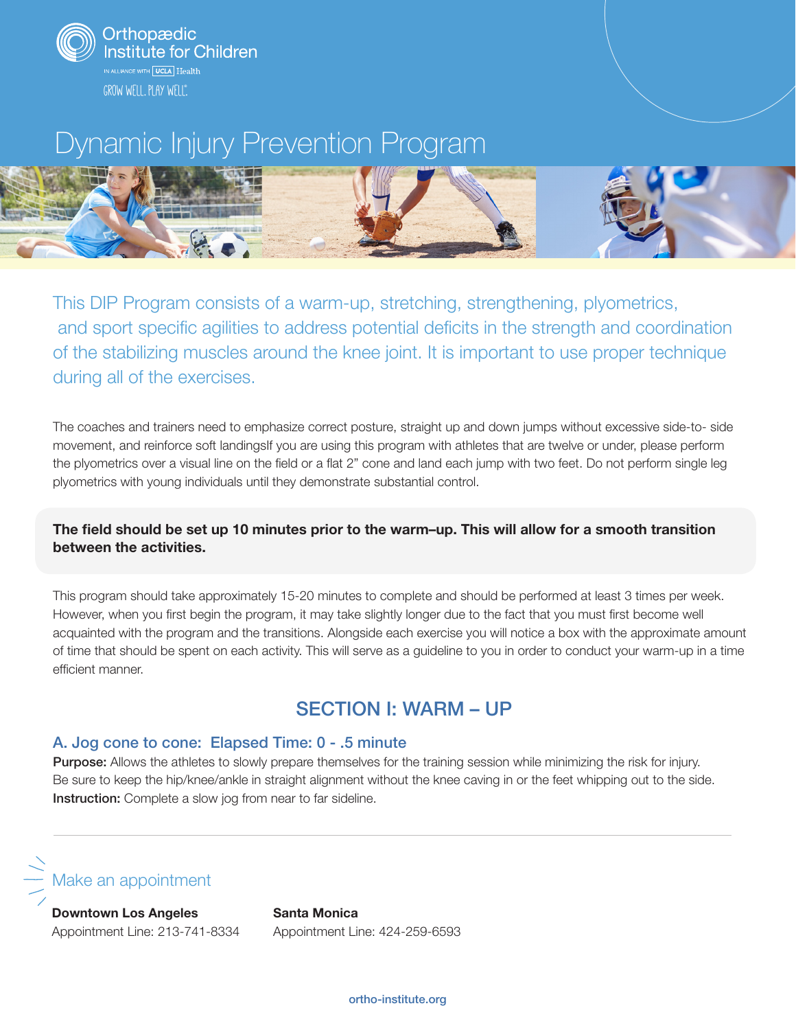Orthopædic Institute for Children

IN ALLIANCE WITH UCLA Health

GROW WELL. PLAY WELL.

# Dynamic Injury Prevention Program

This DIP Program consists of a warm-up, stretching, strengthening, plyometrics, and sport specific agilities to address potential deficits in the strength and coordination of the stabilizing muscles around the knee joint. It is important to use proper technique during all of the exercises.

The coaches and trainers need to emphasize correct posture, straight up and down jumps without excessive side-to- side movement, and reinforce soft landingsIf you are using this program with athletes that are twelve or under, please perform the plyometrics over a visual line on the field or a flat 2" cone and land each jump with two feet. Do not perform single leg plyometrics with young individuals until they demonstrate substantial control.

**The field should be set up 10 minutes prior to the warm–up. This will allow for a smooth transition between the activities.**

This program should take approximately 15-20 minutes to complete and should be performed at least 3 times per week. However, when you first begin the program, it may take slightly longer due to the fact that you must first become well acquainted with the program and the transitions. Alongside each exercise you will notice a box with the approximate amount of time that should be spent on each activity. This will serve as a guideline to you in order to conduct your warm-up in a time efficient manner.

## SECTION I: WARM – UP

### A. Jog cone to cone: Elapsed Time: 0 - .5 minute

**Purpose:** Allows the athletes to slowly prepare themselves for the training session while minimizing the risk for injury. Be sure to keep the hip/knee/ankle in straight alignment without the knee caving in or the feet whipping out to the side.

**Instruction:** Complete a slow jog from near to far sideline.

---

Make an appointment

**Downtown Los Angeles**
Appointment Line: 213-741-8334

**Santa Monica**
Appointment Line: 424-259-6593

ortho-institute.org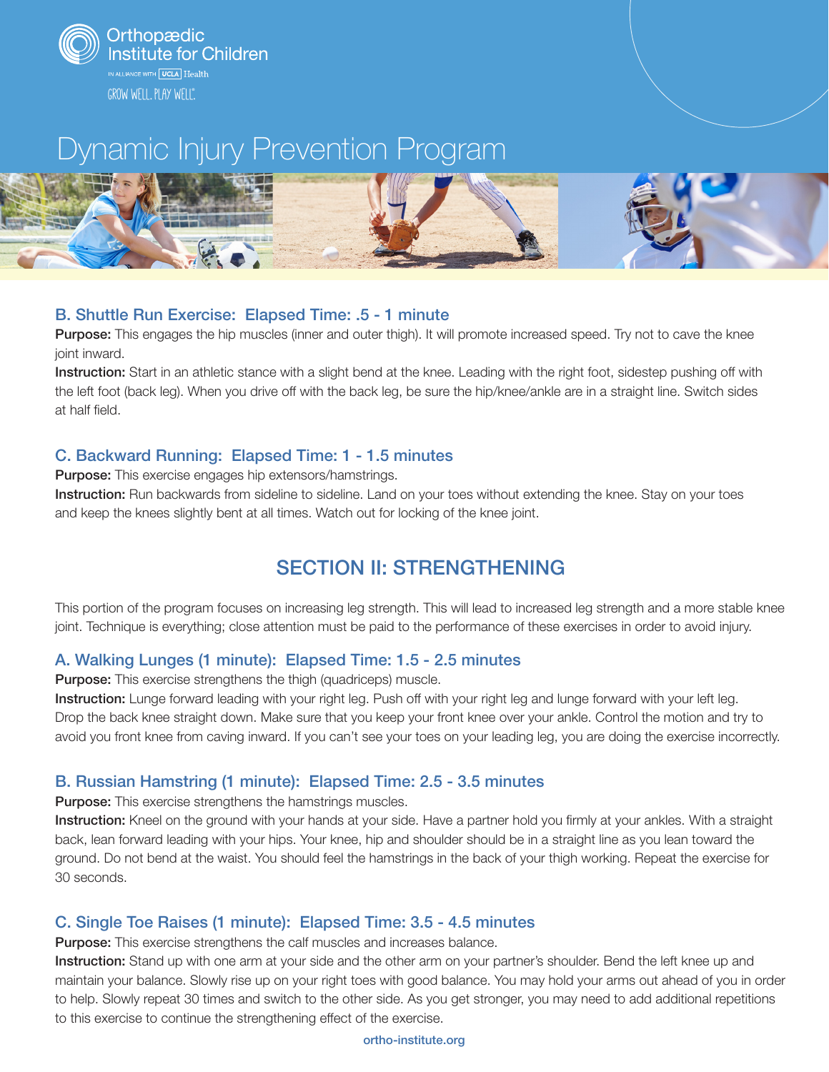# Dynamic Injury Prevention Program

### B. Shuttle Run Exercise: Elapsed Time: .5 - 1 minute

**Purpose:** This engages the hip muscles (inner and outer thigh). It will promote increased speed. Try not to cave the knee joint inward.

**Instruction:** Start in an athletic stance with a slight bend at the knee. Leading with the right foot, sidestep pushing off with the left foot (back leg). When you drive off with the back leg, be sure the hip/knee/ankle are in a straight line. Switch sides at half field.

### C. Backward Running: Elapsed Time: 1 - 1.5 minutes

**Purpose:** This exercise engages hip extensors/hamstrings.

**Instruction:** Run backwards from sideline to sideline. Land on your toes without extending the knee. Stay on your toes and keep the knees slightly bent at all times. Watch out for locking of the knee joint.

## SECTION II: STRENGTHENING

This portion of the program focuses on increasing leg strength. This will lead to increased leg strength and a more stable knee joint. Technique is everything; close attention must be paid to the performance of these exercises in order to avoid injury.

### A. Walking Lunges (1 minute): Elapsed Time: 1.5 - 2.5 minutes

**Purpose:** This exercise strengthens the thigh (quadriceps) muscle.

**Instruction:** Lunge forward leading with your right leg. Push off with your right leg and lunge forward with your left leg. Drop the back knee straight down. Make sure that you keep your front knee over your ankle. Control the motion and try to avoid you front knee from caving inward. If you can't see your toes on your leading leg, you are doing the exercise incorrectly.

### B. Russian Hamstring (1 minute): Elapsed Time: 2.5 - 3.5 minutes

**Purpose:** This exercise strengthens the hamstrings muscles.

**Instruction:** Kneel on the ground with your hands at your side. Have a partner hold you firmly at your ankles. With a straight back, lean forward leading with your hips. Your knee, hip and shoulder should be in a straight line as you lean toward the ground. Do not bend at the waist. You should feel the hamstrings in the back of your thigh working. Repeat the exercise for 30 seconds.

### C. Single Toe Raises (1 minute): Elapsed Time: 3.5 - 4.5 minutes

**Purpose:** This exercise strengthens the calf muscles and increases balance.

**Instruction:** Stand up with one arm at your side and the other arm on your partner's shoulder. Bend the left knee up and maintain your balance. Slowly rise up on your right toes with good balance. You may hold your arms out ahead of you in order to help. Slowly repeat 30 times and switch to the other side. As you get stronger, you may need to add additional repetitions to this exercise to continue the strengthening effect of the exercise.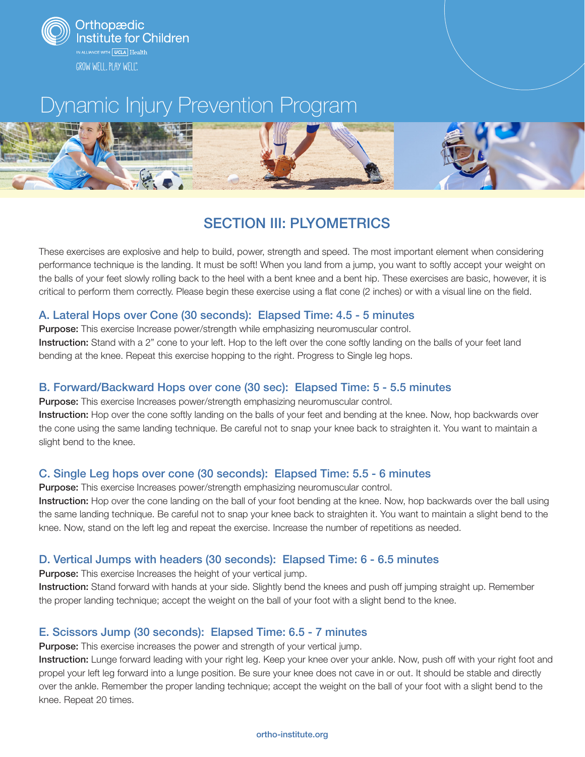Orthopædic Institute for Children

IN ALLIANCE WITH UCLA Health

GROW WELL. PLAY WELL.®

# Dynamic Injury Prevention Program

## SECTION III: PLYOMETRICS

These exercises are explosive and help to build, power, strength and speed. The most important element when considering performance technique is the landing. It must be soft! When you land from a jump, you want to softly accept your weight on the balls of your feet slowly rolling back to the heel with a bent knee and a bent hip. These exercises are basic, however, it is critical to perform them correctly. Please begin these exercise using a flat cone (2 inches) or with a visual line on the field.

### A. Lateral Hops over Cone (30 seconds): Elapsed Time: 4.5 - 5 minutes

**Purpose:** This exercise Increase power/strength while emphasizing neuromuscular control.

**Instruction:** Stand with a 2" cone to your left. Hop to the left over the cone softly landing on the balls of your feet land bending at the knee. Repeat this exercise hopping to the right. Progress to Single leg hops.

### B. Forward/Backward Hops over cone (30 sec): Elapsed Time: 5 - 5.5 minutes

**Purpose:** This exercise Increases power/strength emphasizing neuromuscular control.

**Instruction:** Hop over the cone softly landing on the balls of your feet and bending at the knee. Now, hop backwards over the cone using the same landing technique. Be careful not to snap your knee back to straighten it. You want to maintain a slight bend to the knee.

### C. Single Leg hops over cone (30 seconds): Elapsed Time: 5.5 - 6 minutes

**Purpose:** This exercise Increases power/strength emphasizing neuromuscular control.

**Instruction:** Hop over the cone landing on the ball of your foot bending at the knee. Now, hop backwards over the ball using the same landing technique. Be careful not to snap your knee back to straighten it. You want to maintain a slight bend to the knee. Now, stand on the left leg and repeat the exercise. Increase the number of repetitions as needed.

### D. Vertical Jumps with headers (30 seconds): Elapsed Time: 6 - 6.5 minutes

**Purpose:** This exercise Increases the height of your vertical jump.

**Instruction:** Stand forward with hands at your side. Slightly bend the knees and push off jumping straight up. Remember the proper landing technique; accept the weight on the ball of your foot with a slight bend to the knee.

### E. Scissors Jump (30 seconds): Elapsed Time: 6.5 - 7 minutes

**Purpose:** This exercise increases the power and strength of your vertical jump.

**Instruction:** Lunge forward leading with your right leg. Keep your knee over your ankle. Now, push off with your right foot and propel your left leg forward into a lunge position. Be sure your knee does not cave in or out. It should be stable and directly over the ankle. Remember the proper landing technique; accept the weight on the ball of your foot with a slight bend to the knee. Repeat 20 times.

ortho-institute.org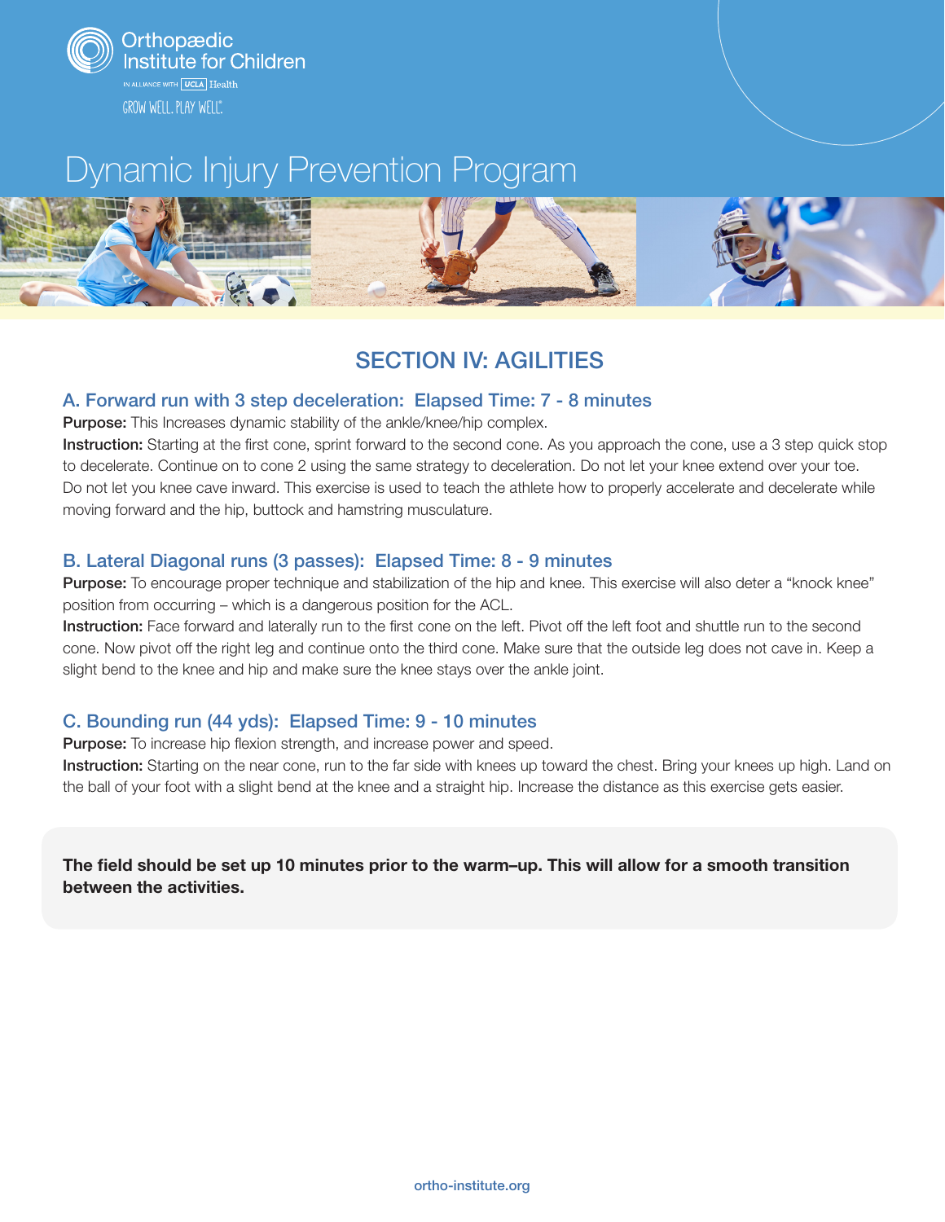# Dynamic Injury Prevention Program

## SECTION IV: AGILITIES

### A. Forward run with 3 step deceleration: Elapsed Time: 7 - 8 minutes

**Purpose:** This Increases dynamic stability of the ankle/knee/hip complex.

**Instruction:** Starting at the first cone, sprint forward to the second cone. As you approach the cone, use a 3 step quick stop to decelerate. Continue on to cone 2 using the same strategy to deceleration. Do not let your knee extend over your toe. Do not let you knee cave inward. This exercise is used to teach the athlete how to properly accelerate and decelerate while moving forward and the hip, buttock and hamstring musculature.

### B. Lateral Diagonal runs (3 passes): Elapsed Time: 8 - 9 minutes

**Purpose:** To encourage proper technique and stabilization of the hip and knee. This exercise will also deter a "knock knee" position from occurring – which is a dangerous position for the ACL.

**Instruction:** Face forward and laterally run to the first cone on the left. Pivot off the left foot and shuttle run to the second cone. Now pivot off the right leg and continue onto the third cone. Make sure that the outside leg does not cave in. Keep a slight bend to the knee and hip and make sure the knee stays over the ankle joint.

### C. Bounding run (44 yds): Elapsed Time: 9 - 10 minutes

**Purpose:** To increase hip flexion strength, and increase power and speed.

**Instruction:** Starting on the near cone, run to the far side with knees up toward the chest. Bring your knees up high. Land on the ball of your foot with a slight bend at the knee and a straight hip. Increase the distance as this exercise gets easier.

**The field should be set up 10 minutes prior to the warm–up. This will allow for a smooth transition between the activities.**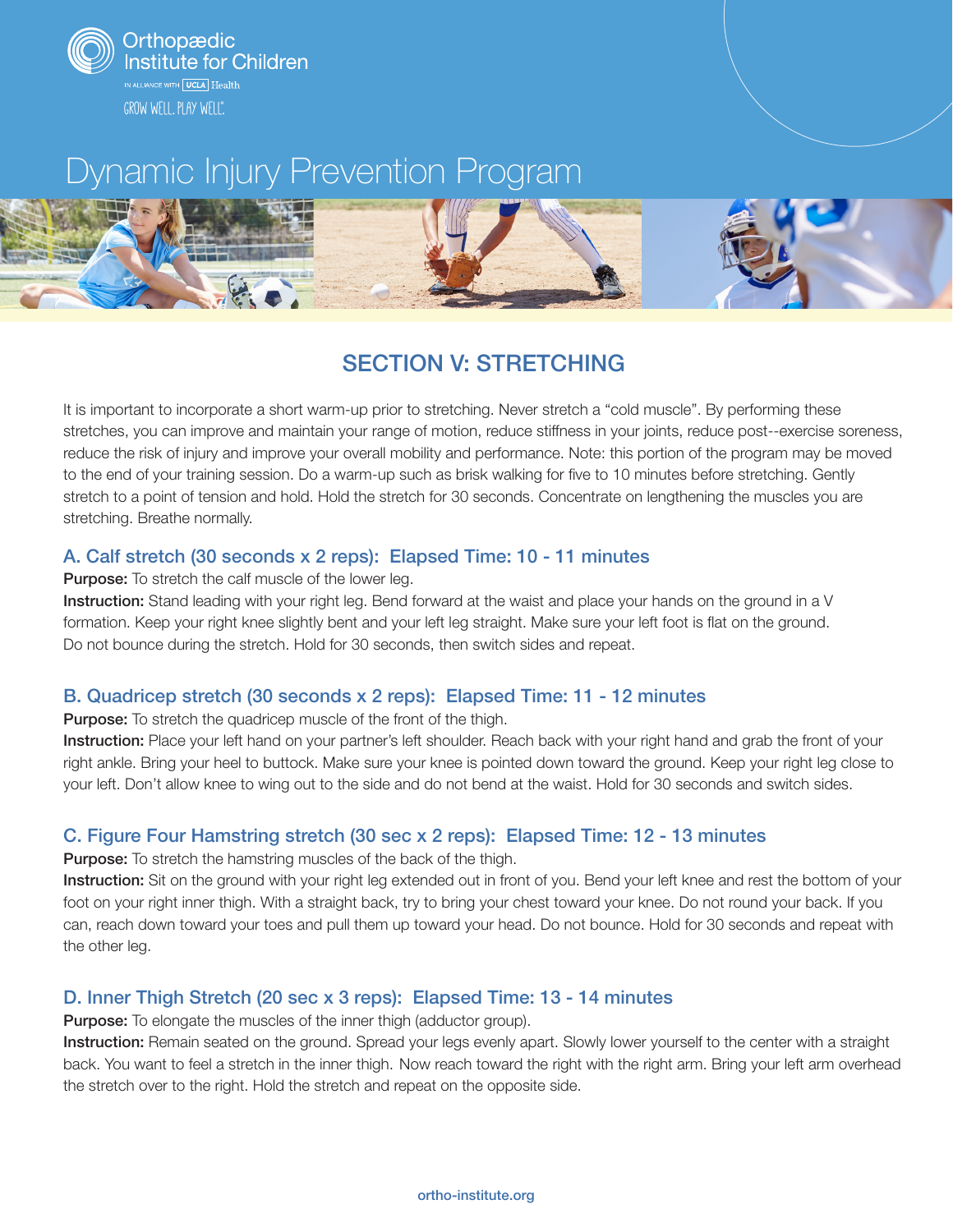# Dynamic Injury Prevention Program

## SECTION V: STRETCHING

It is important to incorporate a short warm-up prior to stretching. Never stretch a "cold muscle". By performing these stretches, you can improve and maintain your range of motion, reduce stiffness in your joints, reduce post--exercise soreness, reduce the risk of injury and improve your overall mobility and performance. Note: this portion of the program may be moved to the end of your training session. Do a warm-up such as brisk walking for five to 10 minutes before stretching. Gently stretch to a point of tension and hold. Hold the stretch for 30 seconds. Concentrate on lengthening the muscles you are stretching. Breathe normally.

### A. Calf stretch (30 seconds x 2 reps): Elapsed Time: 10 - 11 minutes

**Purpose:** To stretch the calf muscle of the lower leg.
**Instruction:** Stand leading with your right leg. Bend forward at the waist and place your hands on the ground in a V formation. Keep your right knee slightly bent and your left leg straight. Make sure your left foot is flat on the ground. Do not bounce during the stretch. Hold for 30 seconds, then switch sides and repeat.

### B. Quadricep stretch (30 seconds x 2 reps): Elapsed Time: 11 - 12 minutes

**Purpose:** To stretch the quadricep muscle of the front of the thigh.
**Instruction:** Place your left hand on your partner's left shoulder. Reach back with your right hand and grab the front of your right ankle. Bring your heel to buttock. Make sure your knee is pointed down toward the ground. Keep your right leg close to your left. Don't allow knee to wing out to the side and do not bend at the waist. Hold for 30 seconds and switch sides.

### C. Figure Four Hamstring stretch (30 sec x 2 reps): Elapsed Time: 12 - 13 minutes

**Purpose:** To stretch the hamstring muscles of the back of the thigh.
**Instruction:** Sit on the ground with your right leg extended out in front of you. Bend your left knee and rest the bottom of your foot on your right inner thigh. With a straight back, try to bring your chest toward your knee. Do not round your back. If you can, reach down toward your toes and pull them up toward your head. Do not bounce. Hold for 30 seconds and repeat with the other leg.

### D. Inner Thigh Stretch (20 sec x 3 reps): Elapsed Time: 13 - 14 minutes

**Purpose:** To elongate the muscles of the inner thigh (adductor group).
**Instruction:** Remain seated on the ground. Spread your legs evenly apart. Slowly lower yourself to the center with a straight back. You want to feel a stretch in the inner thigh. Now reach toward the right with the right arm. Bring your left arm overhead the stretch over to the right. Hold the stretch and repeat on the opposite side.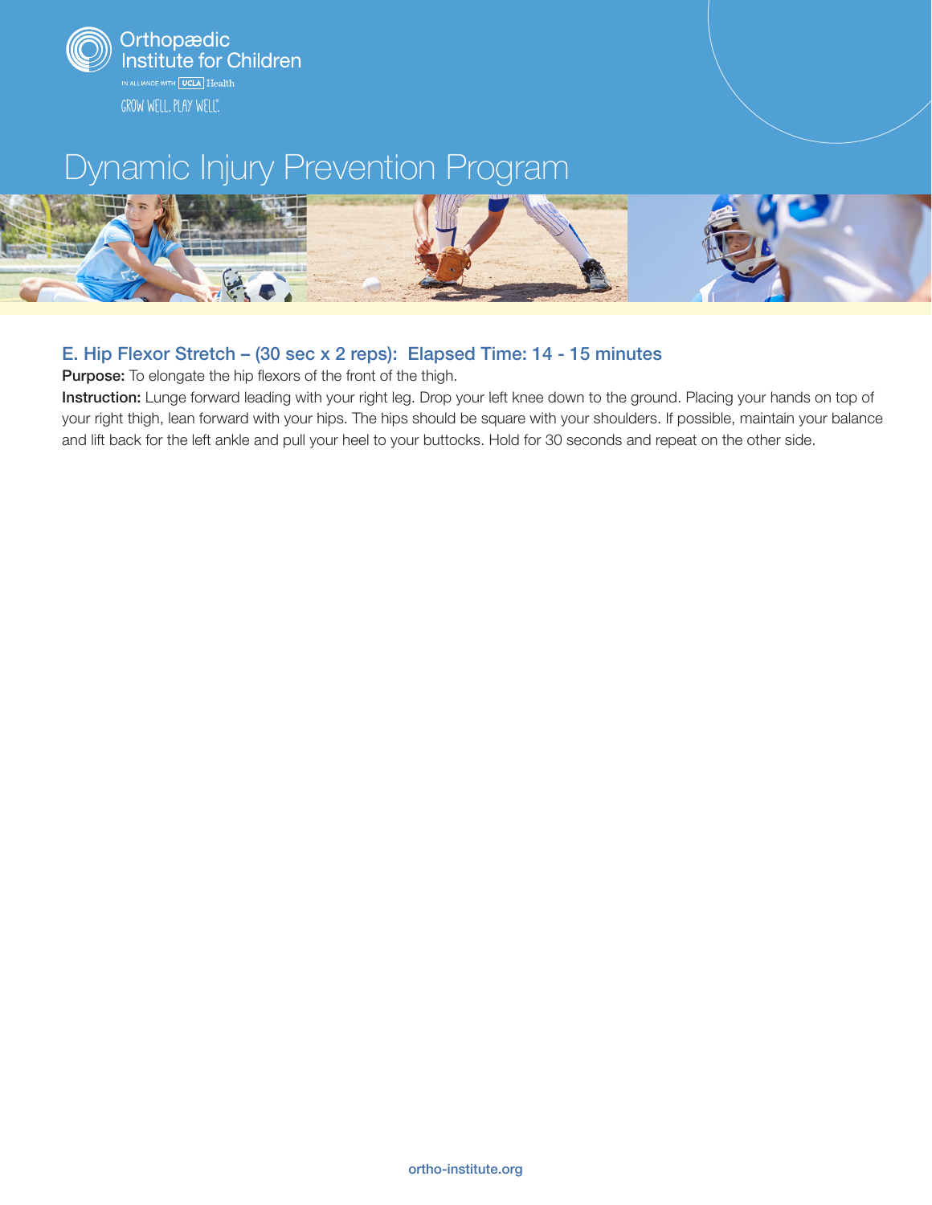# Dynamic Injury Prevention Program

### E. Hip Flexor Stretch – (30 sec x 2 reps): Elapsed Time: 14 - 15 minutes

**Purpose:** To elongate the hip flexors of the front of the thigh.

**Instruction:** Lunge forward leading with your right leg. Drop your left knee down to the ground. Placing your hands on top of your right thigh, lean forward with your hips. The hips should be square with your shoulders. If possible, maintain your balance and lift back for the left ankle and pull your heel to your buttocks. Hold for 30 seconds and repeat on the other side.